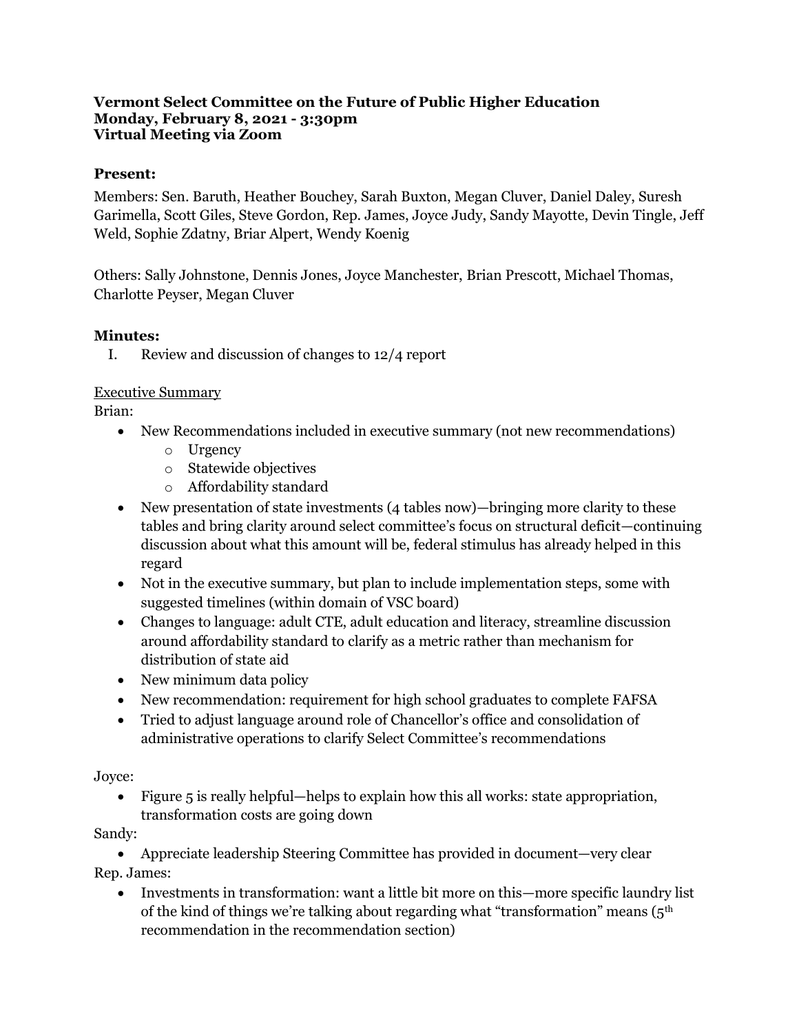**Vermont Select Committee on the Future of Public Higher Education**
**Monday, February 8, 2021 - 3:30pm**
**Virtual Meeting via Zoom**

## Present:

Members: Sen. Baruth, Heather Bouchey, Sarah Buxton, Megan Cluver, Daniel Daley, Suresh Garimella, Scott Giles, Steve Gordon, Rep. James, Joyce Judy, Sandy Mayotte, Devin Tingle, Jeff Weld, Sophie Zdatny, Briar Alpert, Wendy Koenig

Others: Sally Johnstone, Dennis Jones, Joyce Manchester, Brian Prescott, Michael Thomas, Charlotte Peyser, Megan Cluver

## Minutes:

I. Review and discussion of changes to 12/4 report

Executive Summary

Brian:

- New Recommendations included in executive summary (not new recommendations)
  - Urgency
  - Statewide objectives
  - Affordability standard
- New presentation of state investments (4 tables now)—bringing more clarity to these tables and bring clarity around select committee's focus on structural deficit—continuing discussion about what this amount will be, federal stimulus has already helped in this regard
- Not in the executive summary, but plan to include implementation steps, some with suggested timelines (within domain of VSC board)
- Changes to language: adult CTE, adult education and literacy, streamline discussion around affordability standard to clarify as a metric rather than mechanism for distribution of state aid
- New minimum data policy
- New recommendation: requirement for high school graduates to complete FAFSA
- Tried to adjust language around role of Chancellor's office and consolidation of administrative operations to clarify Select Committee's recommendations

Joyce:

- Figure 5 is really helpful—helps to explain how this all works: state appropriation, transformation costs are going down

Sandy:

- Appreciate leadership Steering Committee has provided in document—very clear

Rep. James:

- Investments in transformation: want a little bit more on this—more specific laundry list of the kind of things we're talking about regarding what "transformation" means (5th recommendation in the recommendation section)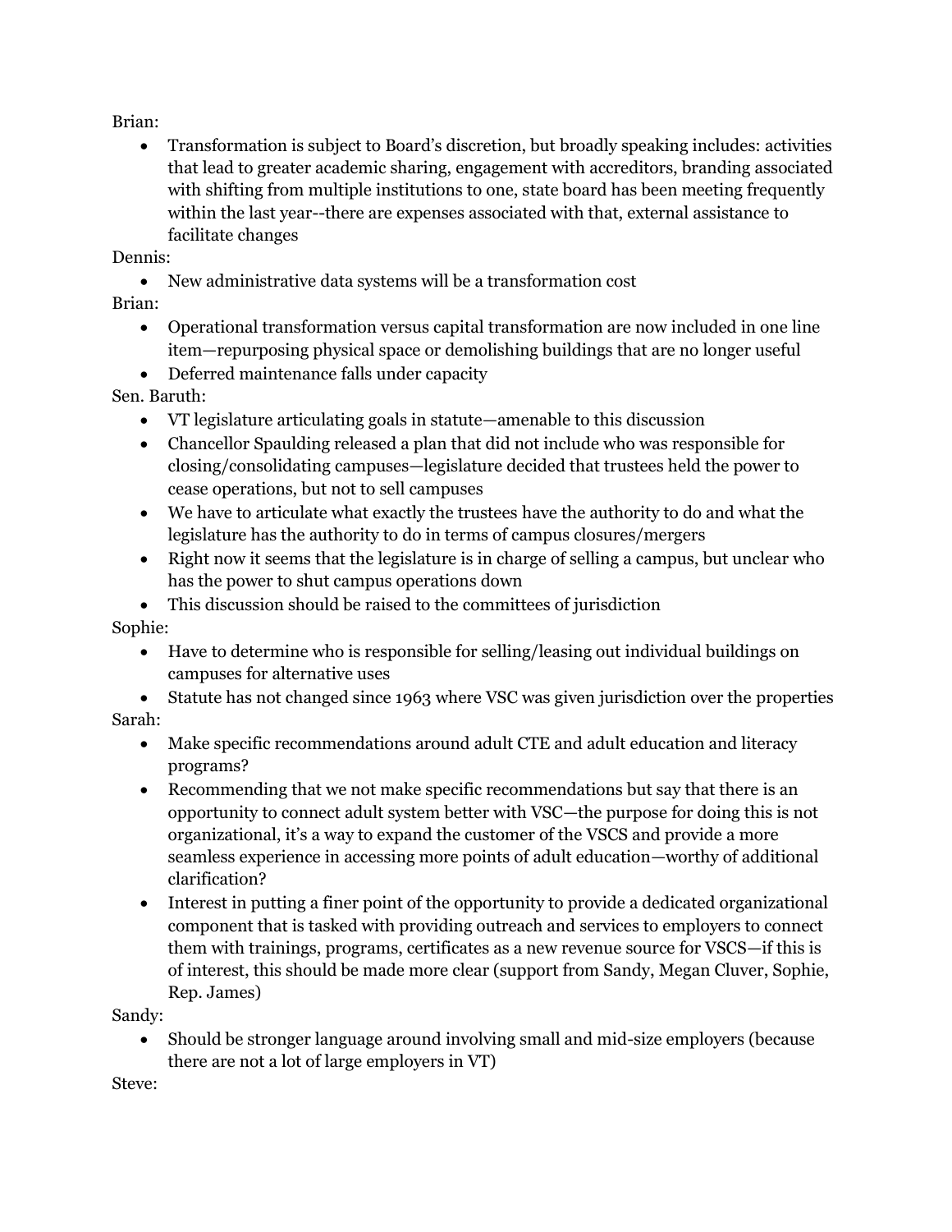Brian:

- Transformation is subject to Board's discretion, but broadly speaking includes: activities that lead to greater academic sharing, engagement with accreditors, branding associated with shifting from multiple institutions to one, state board has been meeting frequently within the last year--there are expenses associated with that, external assistance to facilitate changes

Dennis:

- New administrative data systems will be a transformation cost

Brian:

- Operational transformation versus capital transformation are now included in one line item—repurposing physical space or demolishing buildings that are no longer useful
- Deferred maintenance falls under capacity

Sen. Baruth:

- VT legislature articulating goals in statute—amenable to this discussion
- Chancellor Spaulding released a plan that did not include who was responsible for closing/consolidating campuses—legislature decided that trustees held the power to cease operations, but not to sell campuses
- We have to articulate what exactly the trustees have the authority to do and what the legislature has the authority to do in terms of campus closures/mergers
- Right now it seems that the legislature is in charge of selling a campus, but unclear who has the power to shut campus operations down
- This discussion should be raised to the committees of jurisdiction

Sophie:

- Have to determine who is responsible for selling/leasing out individual buildings on campuses for alternative uses
- Statute has not changed since 1963 where VSC was given jurisdiction over the properties

Sarah:

- Make specific recommendations around adult CTE and adult education and literacy programs?
- Recommending that we not make specific recommendations but say that there is an opportunity to connect adult system better with VSC—the purpose for doing this is not organizational, it's a way to expand the customer of the VSCS and provide a more seamless experience in accessing more points of adult education—worthy of additional clarification?
- Interest in putting a finer point of the opportunity to provide a dedicated organizational component that is tasked with providing outreach and services to employers to connect them with trainings, programs, certificates as a new revenue source for VSCS—if this is of interest, this should be made more clear (support from Sandy, Megan Cluver, Sophie, Rep. James)

Sandy:

- Should be stronger language around involving small and mid-size employers (because there are not a lot of large employers in VT)

Steve: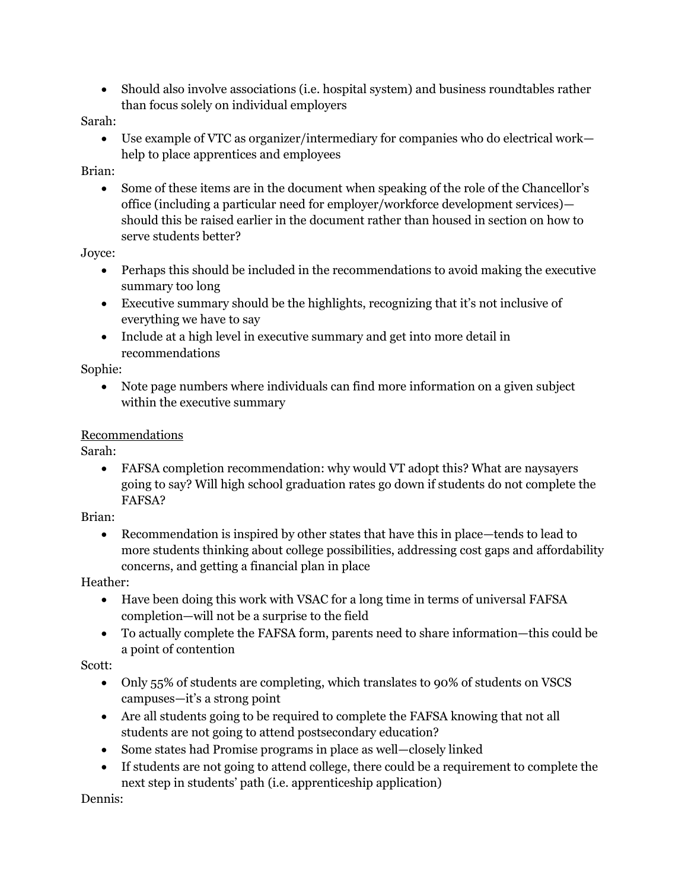- Should also involve associations (i.e. hospital system) and business roundtables rather than focus solely on individual employers

Sarah:

- Use example of VTC as organizer/intermediary for companies who do electrical work—help to place apprentices and employees

Brian:

- Some of these items are in the document when speaking of the role of the Chancellor's office (including a particular need for employer/workforce development services)—should this be raised earlier in the document rather than housed in section on how to serve students better?

Joyce:

- Perhaps this should be included in the recommendations to avoid making the executive summary too long
- Executive summary should be the highlights, recognizing that it's not inclusive of everything we have to say
- Include at a high level in executive summary and get into more detail in recommendations

Sophie:

- Note page numbers where individuals can find more information on a given subject within the executive summary

<u>Recommendations</u>

Sarah:

- FAFSA completion recommendation: why would VT adopt this? What are naysayers going to say? Will high school graduation rates go down if students do not complete the FAFSA?

Brian:

- Recommendation is inspired by other states that have this in place—tends to lead to more students thinking about college possibilities, addressing cost gaps and affordability concerns, and getting a financial plan in place

Heather:

- Have been doing this work with VSAC for a long time in terms of universal FAFSA completion—will not be a surprise to the field
- To actually complete the FAFSA form, parents need to share information—this could be a point of contention

Scott:

- Only 55% of students are completing, which translates to 90% of students on VSCS campuses—it's a strong point
- Are all students going to be required to complete the FAFSA knowing that not all students are not going to attend postsecondary education?
- Some states had Promise programs in place as well—closely linked
- If students are not going to attend college, there could be a requirement to complete the next step in students' path (i.e. apprenticeship application)

Dennis: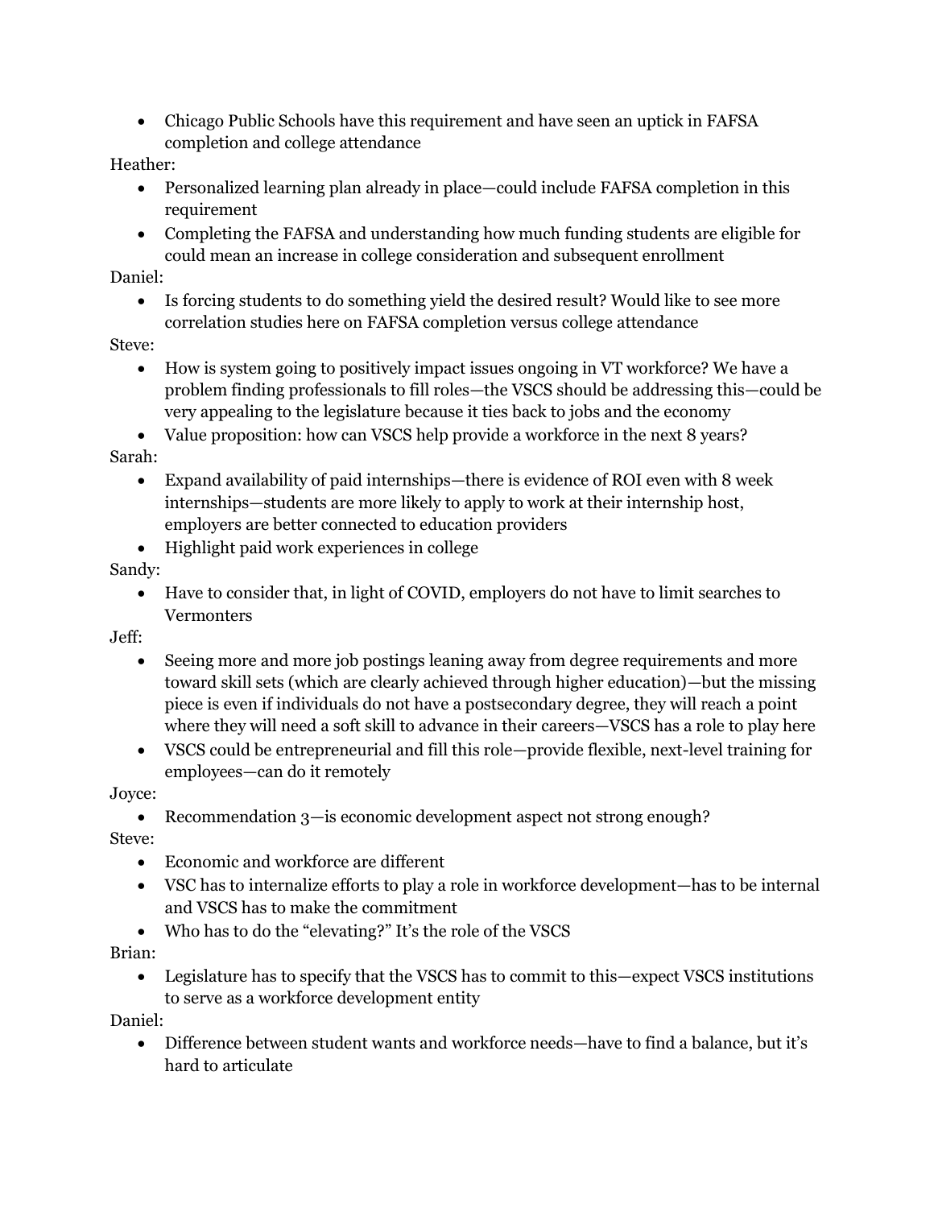- Chicago Public Schools have this requirement and have seen an uptick in FAFSA completion and college attendance

Heather:

- Personalized learning plan already in place—could include FAFSA completion in this requirement
- Completing the FAFSA and understanding how much funding students are eligible for could mean an increase in college consideration and subsequent enrollment

Daniel:

- Is forcing students to do something yield the desired result? Would like to see more correlation studies here on FAFSA completion versus college attendance

Steve:

- How is system going to positively impact issues ongoing in VT workforce? We have a problem finding professionals to fill roles—the VSCS should be addressing this—could be very appealing to the legislature because it ties back to jobs and the economy
- Value proposition: how can VSCS help provide a workforce in the next 8 years?

Sarah:

- Expand availability of paid internships—there is evidence of ROI even with 8 week internships—students are more likely to apply to work at their internship host, employers are better connected to education providers
- Highlight paid work experiences in college

Sandy:

- Have to consider that, in light of COVID, employers do not have to limit searches to Vermonters

Jeff:

- Seeing more and more job postings leaning away from degree requirements and more toward skill sets (which are clearly achieved through higher education)—but the missing piece is even if individuals do not have a postsecondary degree, they will reach a point where they will need a soft skill to advance in their careers—VSCS has a role to play here
- VSCS could be entrepreneurial and fill this role—provide flexible, next-level training for employees—can do it remotely

Joyce:

- Recommendation 3—is economic development aspect not strong enough?

Steve:

- Economic and workforce are different
- VSC has to internalize efforts to play a role in workforce development—has to be internal and VSCS has to make the commitment
- Who has to do the "elevating?" It's the role of the VSCS

Brian:

- Legislature has to specify that the VSCS has to commit to this—expect VSCS institutions to serve as a workforce development entity

Daniel:

- Difference between student wants and workforce needs—have to find a balance, but it's hard to articulate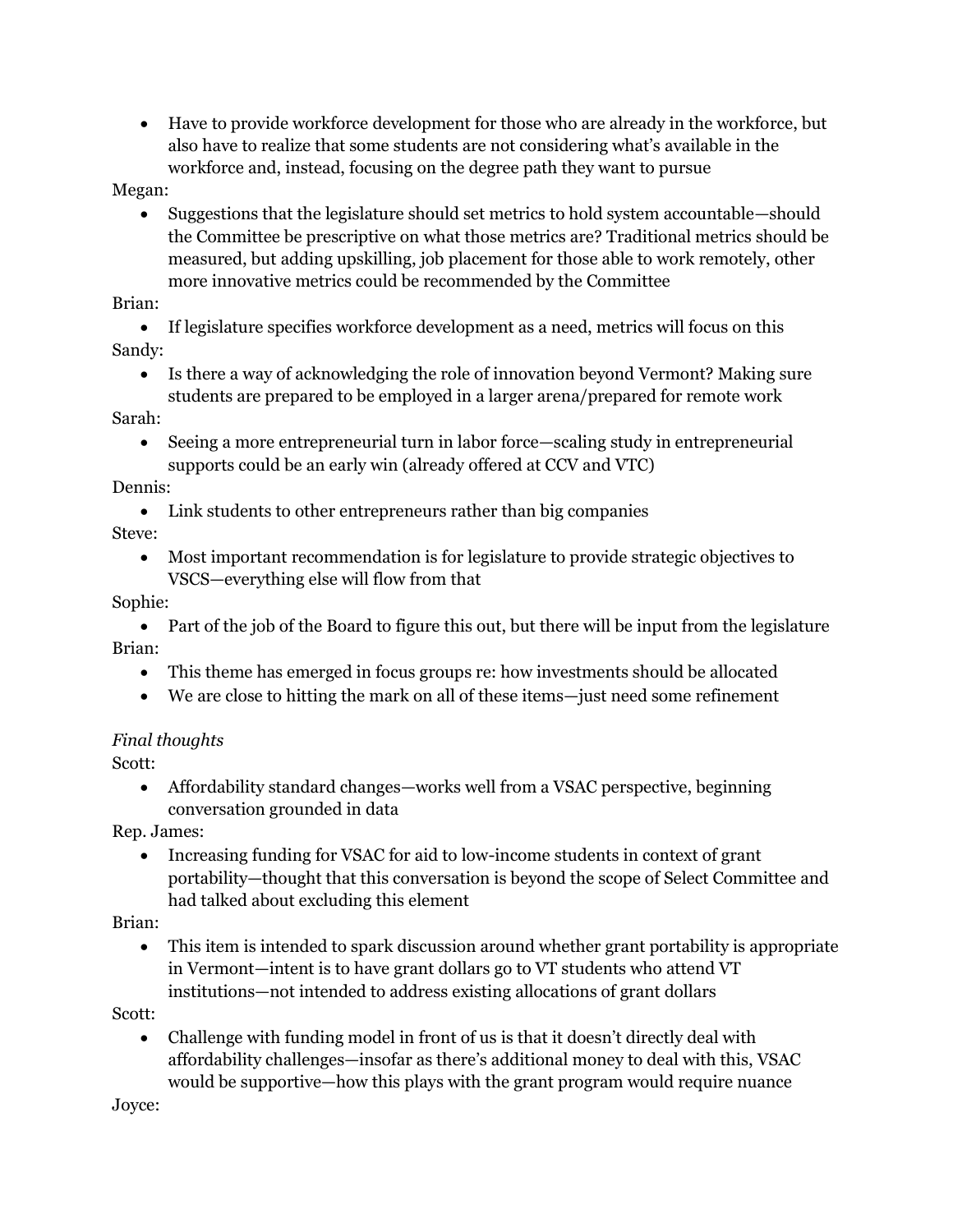- Have to provide workforce development for those who are already in the workforce, but also have to realize that some students are not considering what's available in the workforce and, instead, focusing on the degree path they want to pursue

Megan:

- Suggestions that the legislature should set metrics to hold system accountable—should the Committee be prescriptive on what those metrics are? Traditional metrics should be measured, but adding upskilling, job placement for those able to work remotely, other more innovative metrics could be recommended by the Committee

Brian:

- If legislature specifies workforce development as a need, metrics will focus on this

Sandy:

- Is there a way of acknowledging the role of innovation beyond Vermont? Making sure students are prepared to be employed in a larger arena/prepared for remote work

Sarah:

- Seeing a more entrepreneurial turn in labor force—scaling study in entrepreneurial supports could be an early win (already offered at CCV and VTC)

Dennis:

- Link students to other entrepreneurs rather than big companies

Steve:

- Most important recommendation is for legislature to provide strategic objectives to VSCS—everything else will flow from that

Sophie:

- Part of the job of the Board to figure this out, but there will be input from the legislature

Brian:

- This theme has emerged in focus groups re: how investments should be allocated
- We are close to hitting the mark on all of these items—just need some refinement

*Final thoughts*

Scott:

- Affordability standard changes—works well from a VSAC perspective, beginning conversation grounded in data

Rep. James:

- Increasing funding for VSAC for aid to low-income students in context of grant portability—thought that this conversation is beyond the scope of Select Committee and had talked about excluding this element

Brian:

- This item is intended to spark discussion around whether grant portability is appropriate in Vermont—intent is to have grant dollars go to VT students who attend VT institutions—not intended to address existing allocations of grant dollars

Scott:

- Challenge with funding model in front of us is that it doesn't directly deal with affordability challenges—insofar as there's additional money to deal with this, VSAC would be supportive—how this plays with the grant program would require nuance

Joyce: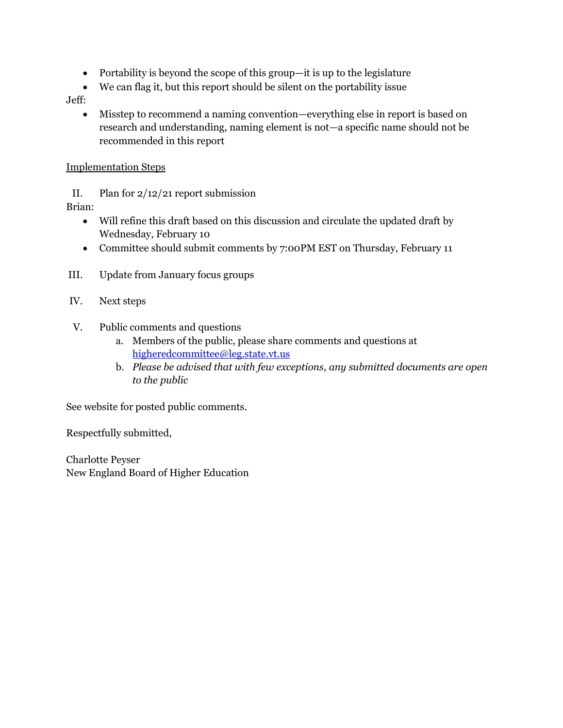- Portability is beyond the scope of this group—it is up to the legislature
- We can flag it, but this report should be silent on the portability issue

Jeff:

- Misstep to recommend a naming convention—everything else in report is based on research and understanding, naming element is not—a specific name should not be recommended in this report

<u>Implementation Steps</u>

II. Plan for 2/12/21 report submission

Brian:

- Will refine this draft based on this discussion and circulate the updated draft by Wednesday, February 10
- Committee should submit comments by 7:00PM EST on Thursday, February 11

III. Update from January focus groups

IV. Next steps

V. Public comments and questions
   a. Members of the public, please share comments and questions at [higheredcommittee@leg.state.vt.us](mailto:higheredcommittee@leg.state.vt.us)
   b. *Please be advised that with few exceptions, any submitted documents are open to the public*

See website for posted public comments.

Respectfully submitted,

Charlotte Peyser
New England Board of Higher Education